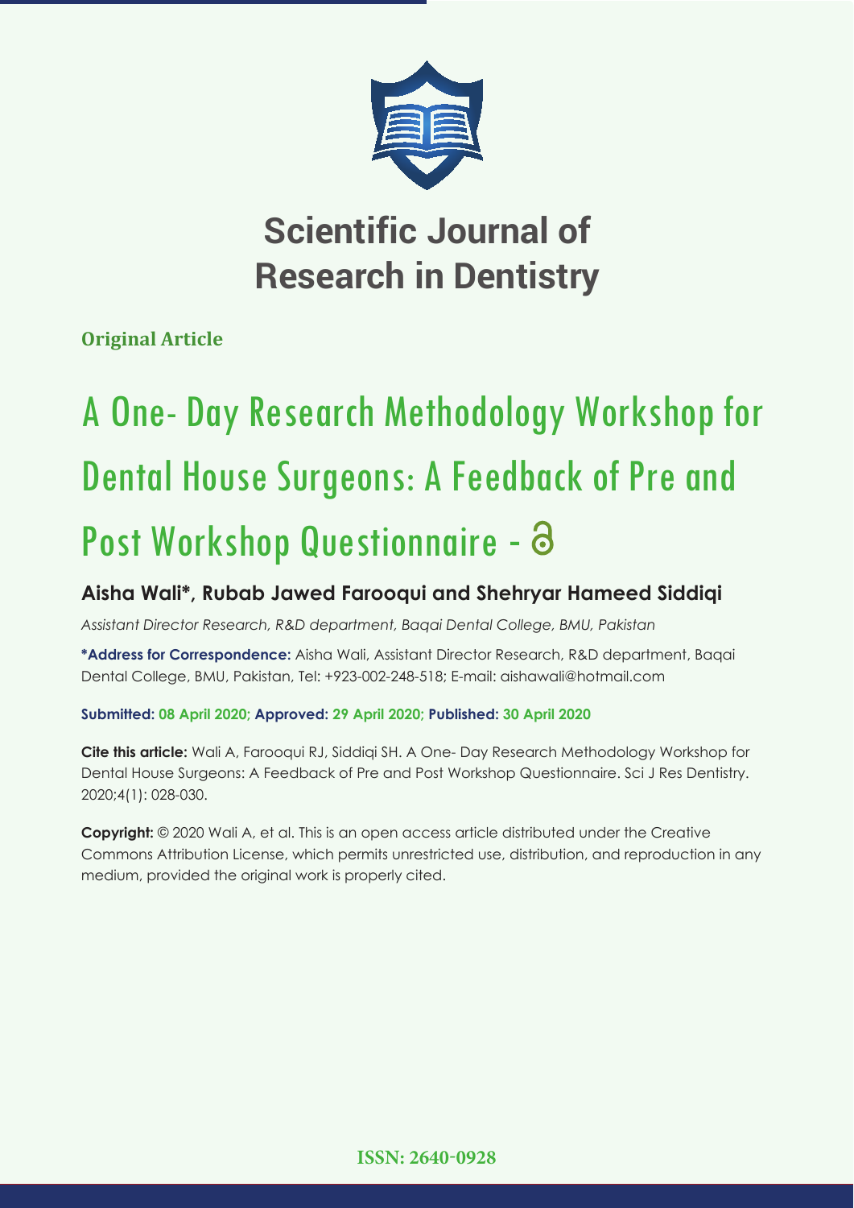# Scientific Journal of Research in Dentistry

**Original Article**

# A One- Day Research Methodology Workshop for Dental House Surgeons: A Feedback of Pre and Post Workshop Questionnaire -

**Aisha Wali*, Rubab Jawed Farooqui and Shehryar Hameed Siddiqi**

*Assistant Director Research, R&D department, Baqai Dental College, BMU, Pakistan*

**\*Address for Correspondence:** Aisha Wali, Assistant Director Research, R&D department, Baqai Dental College, BMU, Pakistan, Tel: +923-002-248-518; E-mail: aishawali@hotmail.com

**Submitted: 08 April 2020; Approved: 29 April 2020; Published: 30 April 2020**

**Cite this article:** Wali A, Farooqui RJ, Siddiqi SH. A One- Day Research Methodology Workshop for Dental House Surgeons: A Feedback of Pre and Post Workshop Questionnaire. Sci J Res Dentistry. 2020;4(1): 028-030.

**Copyright:** © 2020 Wali A, et al. This is an open access article distributed under the Creative Commons Attribution License, which permits unrestricted use, distribution, and reproduction in any medium, provided the original work is properly cited.

**ISSN: 2640-0928**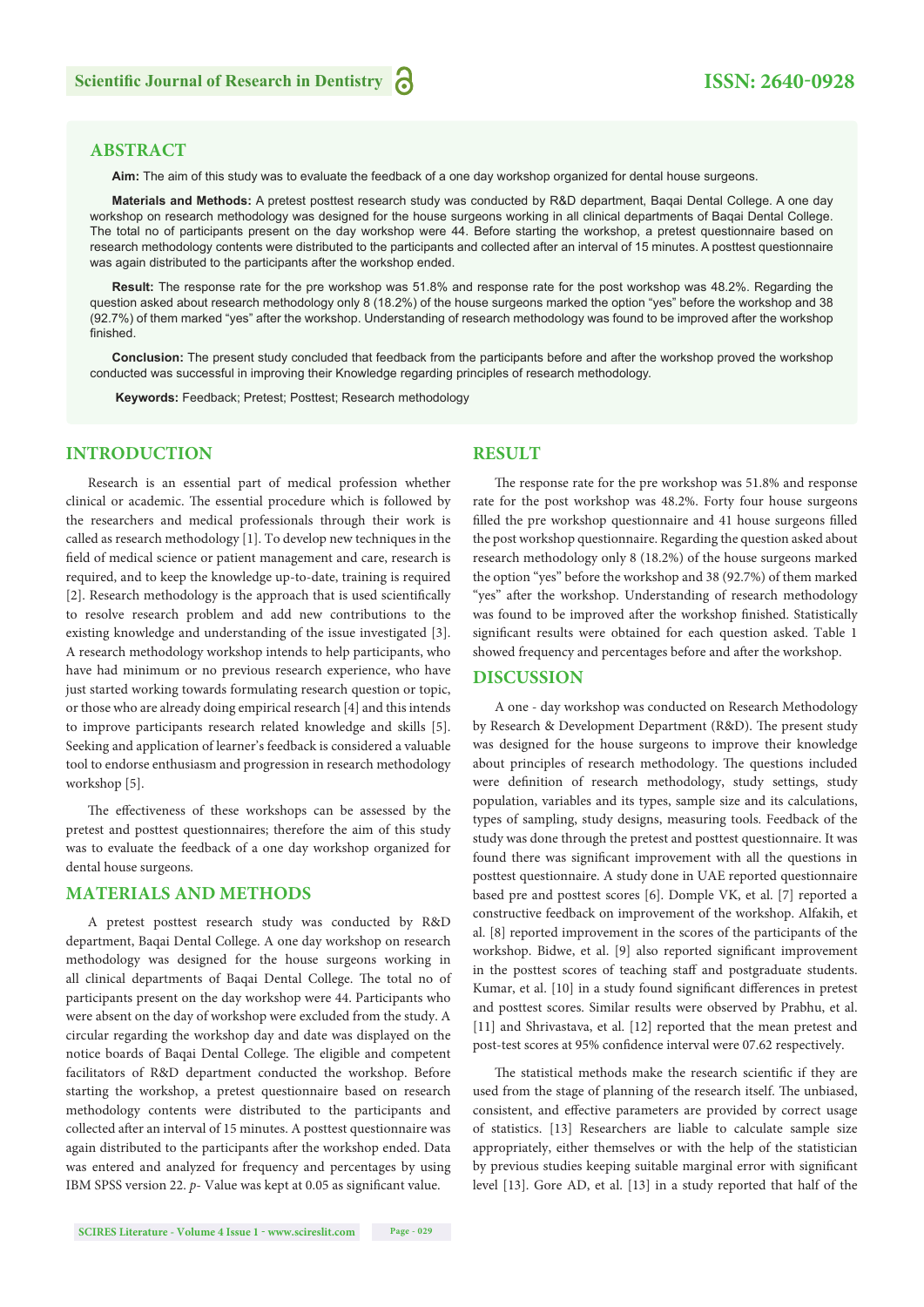## ABSTRACT

**Aim:** The aim of this study was to evaluate the feedback of a one day workshop organized for dental house surgeons.

**Materials and Methods:** A pretest posttest research study was conducted by R&D department, Baqai Dental College. A one day workshop on research methodology was designed for the house surgeons working in all clinical departments of Baqai Dental College. The total no of participants present on the day workshop were 44. Before starting the workshop, a pretest questionnaire based on research methodology contents were distributed to the participants and collected after an interval of 15 minutes. A posttest questionnaire was again distributed to the participants after the workshop ended.

**Result:** The response rate for the pre workshop was 51.8% and response rate for the post workshop was 48.2%. Regarding the question asked about research methodology only 8 (18.2%) of the house surgeons marked the option "yes" before the workshop and 38 (92.7%) of them marked "yes" after the workshop. Understanding of research methodology was found to be improved after the workshop finished.

**Conclusion:** The present study concluded that feedback from the participants before and after the workshop proved the workshop conducted was successful in improving their Knowledge regarding principles of research methodology.

**Keywords:** Feedback; Pretest; Posttest; Research methodology

## INTRODUCTION

Research is an essential part of medical profession whether clinical or academic. The essential procedure which is followed by the researchers and medical professionals through their work is called as research methodology [1]. To develop new techniques in the field of medical science or patient management and care, research is required, and to keep the knowledge up-to-date, training is required [2]. Research methodology is the approach that is used scientifically to resolve research problem and add new contributions to the existing knowledge and understanding of the issue investigated [3]. A research methodology workshop intends to help participants, who have had minimum or no previous research experience, who have just started working towards formulating research question or topic, or those who are already doing empirical research [4] and this intends to improve participants research related knowledge and skills [5]. Seeking and application of learner's feedback is considered a valuable tool to endorse enthusiasm and progression in research methodology workshop [5].

The effectiveness of these workshops can be assessed by the pretest and posttest questionnaires; therefore the aim of this study was to evaluate the feedback of a one day workshop organized for dental house surgeons.

## MATERIALS AND METHODS

A pretest posttest research study was conducted by R&D department, Baqai Dental College. A one day workshop on research methodology was designed for the house surgeons working in all clinical departments of Baqai Dental College. The total no of participants present on the day workshop were 44. Participants who were absent on the day of workshop were excluded from the study. A circular regarding the workshop day and date was displayed on the notice boards of Baqai Dental College. The eligible and competent facilitators of R&D department conducted the workshop. Before starting the workshop, a pretest questionnaire based on research methodology contents were distributed to the participants and collected after an interval of 15 minutes. A posttest questionnaire was again distributed to the participants after the workshop ended. Data was entered and analyzed for frequency and percentages by using IBM SPSS version 22. *p*- Value was kept at 0.05 as significant value.

## RESULT

The response rate for the pre workshop was 51.8% and response rate for the post workshop was 48.2%. Forty four house surgeons filled the pre workshop questionnaire and 41 house surgeons filled the post workshop questionnaire. Regarding the question asked about research methodology only 8 (18.2%) of the house surgeons marked the option "yes" before the workshop and 38 (92.7%) of them marked "yes" after the workshop. Understanding of research methodology was found to be improved after the workshop finished. Statistically significant results were obtained for each question asked. Table 1 showed frequency and percentages before and after the workshop.

## DISCUSSION

A one - day workshop was conducted on Research Methodology by Research & Development Department (R&D). The present study was designed for the house surgeons to improve their knowledge about principles of research methodology. The questions included were definition of research methodology, study settings, study population, variables and its types, sample size and its calculations, types of sampling, study designs, measuring tools. Feedback of the study was done through the pretest and posttest questionnaire. It was found there was significant improvement with all the questions in posttest questionnaire. A study done in UAE reported questionnaire based pre and posttest scores [6]. Dompле VK, et al. [7] reported a constructive feedback on improvement of the workshop. Alfakih, et al. [8] reported improvement in the scores of the participants of the workshop. Bidwe, et al. [9] also reported significant improvement in the posttest scores of teaching staff and postgraduate students. Kumar, et al. [10] in a study found significant differences in pretest and posttest scores. Similar results were observed by Prabhu, et al. [11] and Shrivastava, et al. [12] reported that the mean pretest and post-test scores at 95% confidence interval were 07.62 respectively.

The statistical methods make the research scientific if they are used from the stage of planning of the research itself. The unbiased, consistent, and effective parameters are provided by correct usage of statistics. [13] Researchers are liable to calculate sample size appropriately, either themselves or with the help of the statistician by previous studies keeping suitable marginal error with significant level [13]. Gore AD, et al. [13] in a study reported that half of the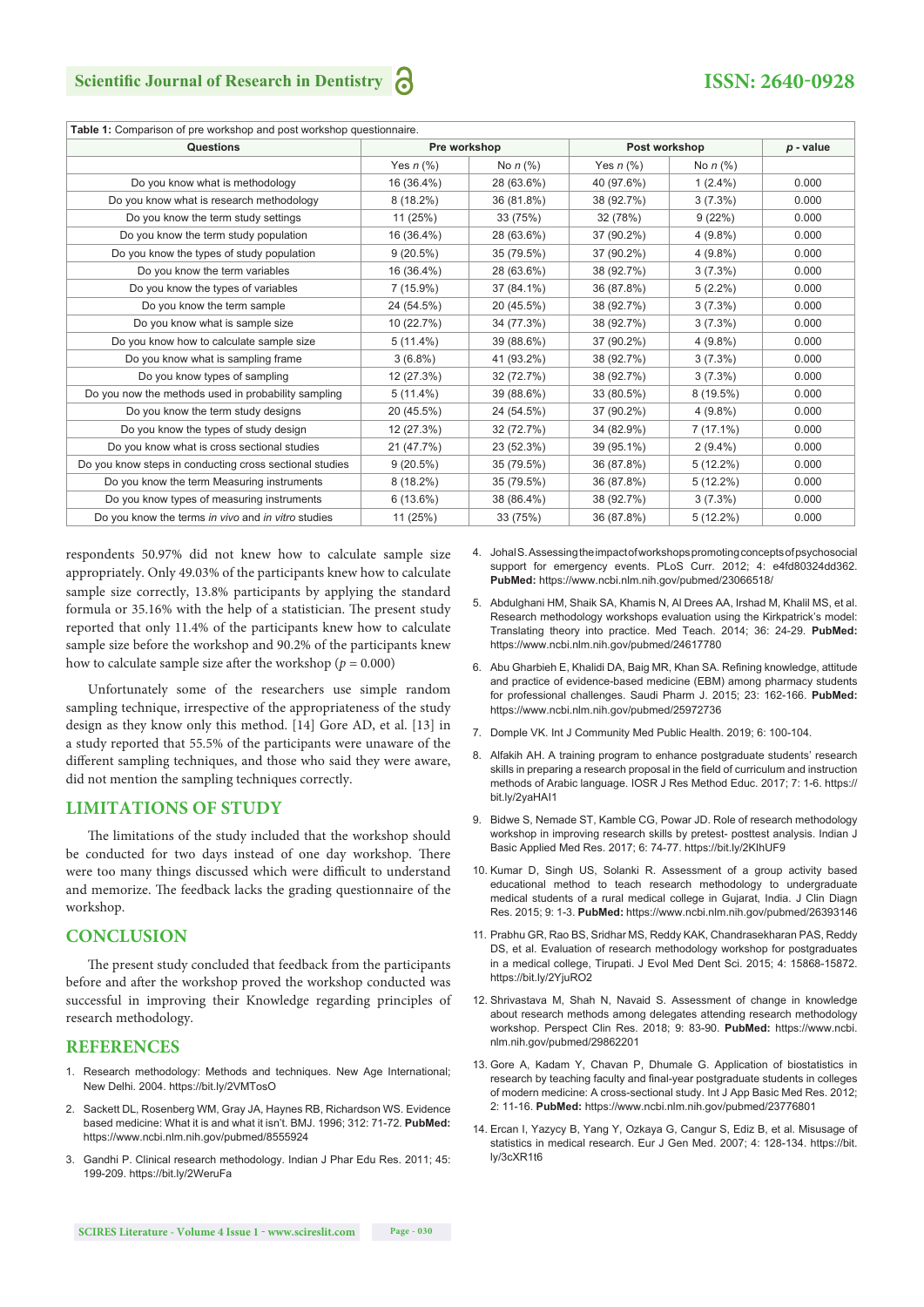Table 1: Comparison of pre workshop and post workshop questionnaire.

| Questions | Pre workshop | | Post workshop | | *p* - value |
|---|---|---|---|---|---|
| | Yes *n* (%) | No *n* (%) | Yes *n* (%) | No *n* (%) | |
| Do you know what is methodology | 16 (36.4%) | 28 (63.6%) | 40 (97.6%) | 1 (2.4%) | 0.000 |
| Do you know what is research methodology | 8 (18.2%) | 36 (81.8%) | 38 (92.7%) | 3 (7.3%) | 0.000 |
| Do you know the term study settings | 11 (25%) | 33 (75%) | 32 (78%) | 9 (22%) | 0.000 |
| Do you know the term study population | 16 (36.4%) | 28 (63.6%) | 37 (90.2%) | 4 (9.8%) | 0.000 |
| Do you know the types of study population | 9 (20.5%) | 35 (79.5%) | 37 (90.2%) | 4 (9.8%) | 0.000 |
| Do you know the term variables | 16 (36.4%) | 28 (63.6%) | 38 (92.7%) | 3 (7.3%) | 0.000 |
| Do you know the types of variables | 7 (15.9%) | 37 (84.1%) | 36 (87.8%) | 5 (2.2%) | 0.000 |
| Do you know the term sample | 24 (54.5%) | 20 (45.5%) | 38 (92.7%) | 3 (7.3%) | 0.000 |
| Do you know what is sample size | 10 (22.7%) | 34 (77.3%) | 38 (92.7%) | 3 (7.3%) | 0.000 |
| Do you know how to calculate sample size | 5 (11.4%) | 39 (88.6%) | 37 (90.2%) | 4 (9.8%) | 0.000 |
| Do you know what is sampling frame | 3 (6.8%) | 41 (93.2%) | 38 (92.7%) | 3 (7.3%) | 0.000 |
| Do you know types of sampling | 12 (27.3%) | 32 (72.7%) | 38 (92.7%) | 3 (7.3%) | 0.000 |
| Do you now the methods used in probability sampling | 5 (11.4%) | 39 (88.6%) | 33 (80.5%) | 8 (19.5%) | 0.000 |
| Do you know the term study designs | 20 (45.5%) | 24 (54.5%) | 37 (90.2%) | 4 (9.8%) | 0.000 |
| Do you know the types of study design | 12 (27.3%) | 32 (72.7%) | 34 (82.9%) | 7 (17.1%) | 0.000 |
| Do you know what is cross sectional studies | 21 (47.7%) | 23 (52.3%) | 39 (95.1%) | 2 (9.4%) | 0.000 |
| Do you know steps in conducting cross sectional studies | 9 (20.5%) | 35 (79.5%) | 36 (87.8%) | 5 (12.2%) | 0.000 |
| Do you know the term Measuring instruments | 8 (18.2%) | 35 (79.5%) | 36 (87.8%) | 5 (12.2%) | 0.000 |
| Do you know types of measuring instruments | 6 (13.6%) | 38 (86.4%) | 38 (92.7%) | 3 (7.3%) | 0.000 |
| Do you know the terms *in vivo* and *in vitro* studies | 11 (25%) | 33 (75%) | 36 (87.8%) | 5 (12.2%) | 0.000 |

respondents 50.97% did not knew how to calculate sample size appropriately. Only 49.03% of the participants knew how to calculate sample size correctly, 13.8% participants by applying the standard formula or 35.16% with the help of a statistician. The present study reported that only 11.4% of the participants knew how to calculate sample size before the workshop and 90.2% of the participants knew how to calculate sample size after the workshop ($p = 0.000$)

Unfortunately some of the researchers use simple random sampling technique, irrespective of the appropriateness of the study design as they know only this method. [14] Gore AD, et al. [13] in a study reported that 55.5% of the participants were unaware of the different sampling techniques, and those who said they were aware, did not mention the sampling techniques correctly.

## LIMITATIONS OF STUDY

The limitations of the study included that the workshop should be conducted for two days instead of one day workshop. There were too many things discussed which were difficult to understand and memorize. The feedback lacks the grading questionnaire of the workshop.

## CONCLUSION

The present study concluded that feedback from the participants before and after the workshop proved the workshop conducted was successful in improving their Knowledge regarding principles of research methodology.

## REFERENCES

1. Research methodology: Methods and techniques. New Age International; New Delhi. 2004. https://bit.ly/2VMTosO
2. Sackett DL, Rosenberg WM, Gray JA, Haynes RB, Richardson WS. Evidence based medicine: What it is and what it isn't. BMJ. 1996; 312: 71-72. **PubMed:** https://www.ncbi.nlm.nih.gov/pubmed/8555924
3. Gandhi P. Clinical research methodology. Indian J Phar Edu Res. 2011; 45: 199-209. https://bit.ly/2WeruFa
4. Johal S. Assessing the impact of workshops promoting concepts of psychosocial support for emergency events. PLoS Curr. 2012; 4: e4fd80324dd362. **PubMed:** https://www.ncbi.nlm.nih.gov/pubmed/23066518/
5. Abdulghani HM, Shaik SA, Khamis N, Al Drees AA, Irshad M, Khalil MS, et al. Research methodology workshops evaluation using the Kirkpatrick's model: Translating theory into practice. Med Teach. 2014; 36: 24-29. **PubMed:** https://www.ncbi.nlm.nih.gov/pubmed/24617780
6. Abu Gharbieh E, Khalidi DA, Baig MR, Khan SA. Refining knowledge, attitude and practice of evidence-based medicine (EBM) among pharmacy students for professional challenges. Saudi Pharm J. 2015; 23: 162-166. **PubMed:** https://www.ncbi.nlm.nih.gov/pubmed/25972736
7. Domple VK. Int J Community Med Public Health. 2019; 6: 100-104.
8. Alfakih AH. A training program to enhance postgraduate students' research skills in preparing a research proposal in the field of curriculum and instruction methods of Arabic language. IOSR J Res Method Educ. 2017; 7: 1-6. https://bit.ly/2yaHAI1
9. Bidwe S, Nemade ST, Kamble CG, Powar JD. Role of research methodology workshop in improving research skills by pretest- posttest analysis. Indian J Basic Applied Med Res. 2017; 6: 74-77. https://bit.ly/2KIhUF9
10. Kumar D, Singh US, Solanki R. Assessment of a group activity based educational method to teach research methodology to undergraduate medical students of a rural medical college in Gujarat, India. J Clin Diagn Res. 2015; 9: 1-3. **PubMed:** https://www.ncbi.nlm.nih.gov/pubmed/26393146
11. Prabhu GR, Rao BS, Sridhar MS, Reddy KAK, Chandrasekharan PAS, Reddy DS, et al. Evaluation of research methodology workshop for postgraduates in a medical college, Tirupati. J Evol Med Dent Sci. 2015; 4: 15868-15872. https://bit.ly/2YjuRO2
12. Shrivastava M, Shah N, Navaid S. Assessment of change in knowledge about research methods among delegates attending research methodology workshop. Perspect Clin Res. 2018; 9: 83-90. **PubMed:** https://www.ncbi.nlm.nih.gov/pubmed/29862201
13. Gore A, Kadam Y, Chavan P, Dhumale G. Application of biostatistics in research by teaching faculty and final-year postgraduate students in colleges of modern medicine: A cross-sectional study. Int J App Basic Med Res. 2012; 2: 11-16. **PubMed:** https://www.ncbi.nlm.nih.gov/pubmed/23776801
14. Ercan I, Yazycy B, Yang Y, Ozkaya G, Cangur S, Ediz B, et al. Misusage of statistics in medical research. Eur J Gen Med. 2007; 4: 128-134. https://bit.ly/3cXR1t6